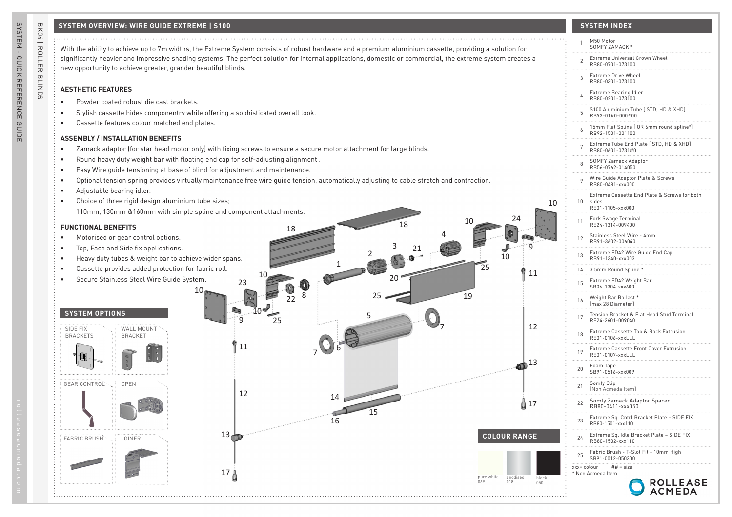## SYSTEM OVERVIEW: WIRE GUIDE EXTREME | S100

With the ability to achieve up to 7m widths, the Extreme System consists of robust hardware and a premium aluminium cassette, providing a solution for significantly heavier and impressive shading systems. The perfect solution for internal applications, domestic or commercial, the extreme system creates a new opportunity to achieve greater, grander beautiful blinds.

### AESTHETIC FEATURES

- Powder coated robust die cast brackets.
- Stylish cassette hides componentry while offering a sophisticated overall look.
- Cassette features colour matched end plates.

### ASSEMBLY / INSTALLATION BENEFITS

- Zamack adaptor (for star head motor only) with fixing screws to ensure a secure motor attachment for large blinds.
- Round heavy duty weight bar with floating end cap for self-adjusting alignment .
- Easy Wire guide tensioning at base of blind for adjustment and maintenance.
- Optional tension spring provides virtually maintenance free wire guide tension, automatically adjusting to cable stretch and contraction.
- Adjustable bearing idler.
- Choice of three rigid design aluminium tube sizes;
  110mm, 130mm &160mm with simple spline and component attachments.

### FUNCTIONAL BENEFITS

- Motorised or gear control options.
- Top, Face and Side fix applications.
- Heavy duty tubes & weight bar to achieve wider spans.
- Cassette provides added protection for fabric roll.
- Secure Stainless Steel Wire Guide System.

### SYSTEM OPTIONS

SIDE FIX BRACKETS

WALL MOUNT BRACKET

GEAR CONTROL

OPEN

FABRIC BRUSH

JOINER

### COLOUR RANGE

- pure white 069
- anodised 018
- black 050

## SYSTEM INDEX

| # | Item |
|---|---|
| 1 | M50 Motor SOMFY ZAMACK * |
| 2 | Extreme Universal Crown Wheel RB80-0701-073100 |
| 3 | Extreme Drive Wheel RB80-0301-073100 |
| 4 | Extreme Bearing Idler RB80-0201-073100 |
| 5 | S100 Aluminium Tube [ STD, HD & XHD] RB93-01#0-000#00 |
| 6 | 15mm Flat Spline [ OR 6mm round spline*] RB92-1501-001100 |
| 7 | Extreme Tube End Plate [ STD, HD & XHD] RB80-0601-0731#0 |
| 8 | SOMFY Zamack Adaptor RB56-0762-014050 |
| 9 | Wire Guide Adaptor Plate & Screws RB80-0481-xxx000 |
| 10 | Extreme Cassette End Plate & Screws for both sides RE01-1105-xxx000 |
| 11 | Fork Swage Terminal RE24-1314-009400 |
| 12 | Stainless Steel Wire - 4mm RB91-3602-006040 |
| 13 | Extreme FD42 Wire Guide End Cap RB91-1340-xxx003 |
| 14 | 3.5mm Round Spline * |
| 15 | Extreme FD42 Weight Bar SB06-1304-xxx600 |
| 16 | Weight Bar Ballast * [max 28 Diameter] |
| 17 | Tension Bracket & Flat Head Stud Terminal RE24-2601-009040 |
| 18 | Extreme Cassette Top & Back Extrusion RE01-0106-xxxLLL |
| 19 | Extreme Cassette Front Cover Extrusion RE01-0107-xxxLLL |
| 20 | Foam Tape SB91-0516-xxx009 |
| 21 | Somfy Clip [Non Acmeda Item] |
| 22 | Somfy Zamack Adaptor Spacer RB80-0411-xxx050 |
| 23 | Extreme Sq. Cntrl Bracket Plate – SIDE FIX RB80-1501-xxx110 |
| 24 | Extreme Sq. Idle Bracket Plate – SIDE FIX RB80-1502-xxx110 |
| 25 | Fabric Brush - T-Slot Fit - 10mm High SB91-0012-050300 |

xxx= colour ## = size

* Non Acmeda Item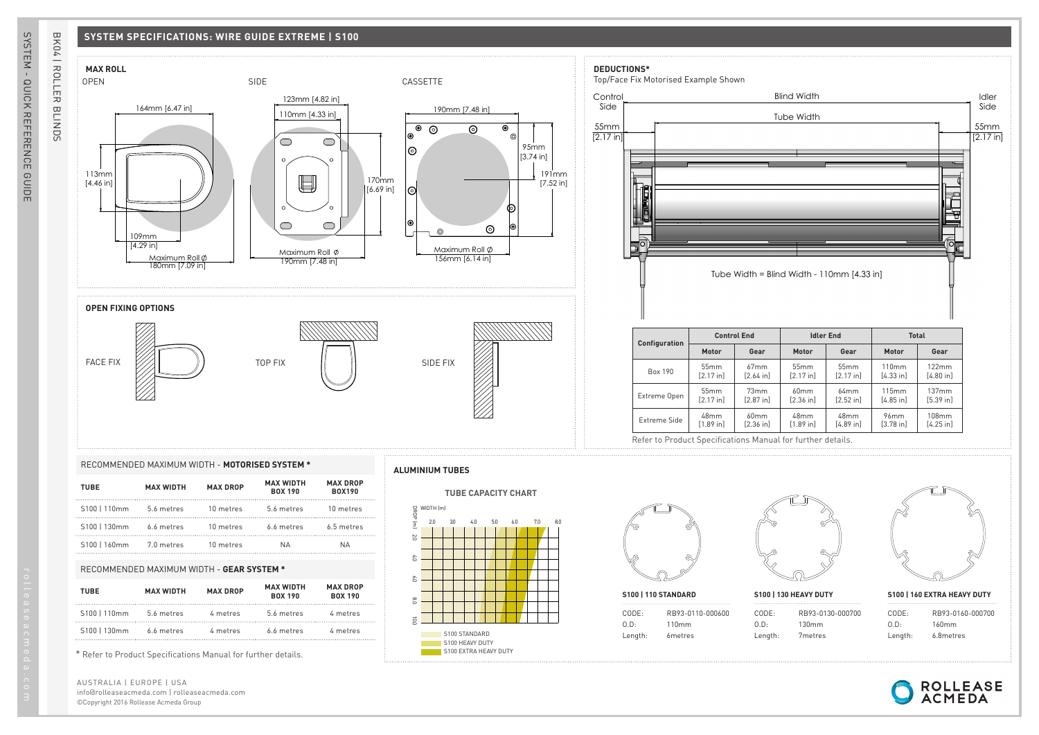## SYSTEM SPECIFICATIONS: WIRE GUIDE EXTREME | S100

### MAX ROLL

OPEN

164mm [6.47 in]
113mm [4.46 in]
109mm [4.29 in]
Maximum Roll ⌀ 180mm [7.09 in]

SIDE

123mm [4.82 in]
110mm [4.33 in]
170mm [6.69 in]
Maximum Roll ⌀ 190mm [7.48 in]

CASSETTE

190mm [7.48 in]
95mm [3.74 in]
191mm [7.52 in]
Maximum Roll ⌀ 156mm [6.14 in]

### OPEN FIXING OPTIONS

FACE FIX

TOP FIX

SIDE FIX

### DEDUCTIONS*

Top/Face Fix Motorised Example Shown

Control Side
Blind Width
Idler Side
Tube Width
55mm [2.17 in]
55mm [2.17 in]

Tube Width = Blind Width - 110mm [4.33 in]

| Configuration | Control End | | Idler End | | Total | |
|---|---|---|---|---|---|---|
| | Motor | Gear | Motor | Gear | Motor | Gear |
| Box 190 | 55mm [2.17 in] | 67mm [2.64 in] | 55mm [2.17 in] | 55mm [2.17 in] | 110mm [4.33 in] | 122mm [4.80 in] |
| Extreme Open | 55mm [2.17 in] | 73mm [2.87 in] | 60mm [2.36 in] | 64mm [2.52 in] | 115mm [4.85 in] | 137mm [5.39 in] |
| Extreme Side | 48mm [1.89 in] | 60mm [2.36 in] | 48mm [1.89 in] | 48mm [4.89 in] | 96mm [3.78 in] | 108mm [4.25 in] |

Refer to Product Specifications Manual for further details.

### RECOMMENDED MAXIMUM WIDTH - MOTORISED SYSTEM *

| TUBE | MAX WIDTH | MAX DROP | MAX WIDTH BOX 190 | MAX DROP BOX190 |
|---|---|---|---|---|
| S100 \| 110mm | 5.6 metres | 10 metres | 5.6 metres | 10 metres |
| S100 \| 130mm | 6.6 metres | 10 metres | 6.6 metres | 6.5 metres |
| S100 \| 160mm | 7.0 metres | 10 metres | NA | NA |

### RECOMMENDED MAXIMUM WIDTH - GEAR SYSTEM *

| TUBE | MAX WIDTH | MAX DROP | MAX WIDTH BOX 190 | MAX DROP BOX 190 |
|---|---|---|---|---|
| S100 \| 110mm | 5.6 metres | 4 metres | 5.6 metres | 4 metres |
| S100 \| 130mm | 6.6 metres | 4 metres | 6.6 metres | 4 metres |

* Refer to Product Specifications Manual for further details.

### ALUMINIUM TUBES

TUBE CAPACITY CHART

WIDTH (m)
2.0 3.0 4.0 5.0 6.0 7.0 8.0
DROP (m)
2.0 4.0 6.0 8.0 10.0

S100 STANDARD
S100 HEAVY DUTY
S100 EXTRA HEAVY DUTY

**S100 | 110 STANDARD**

CODE: RB93-0110-000600
O.D: 110mm
Length: 6metres

**S100 | 130 HEAVY DUTY**

CODE: RB93-0130-000700
O.D: 130mm
Length: 7metres

**S100 | 160 EXTRA HEAVY DUTY**

CODE: RB93-0160-000700
O.D: 160mm
Length: 6.8metres

AUSTRALIA | EUROPE | USA
info@rolleaseacmeda.com | rolleaseacmeda.com
©Copyright 2016 Rollease Acmeda Group